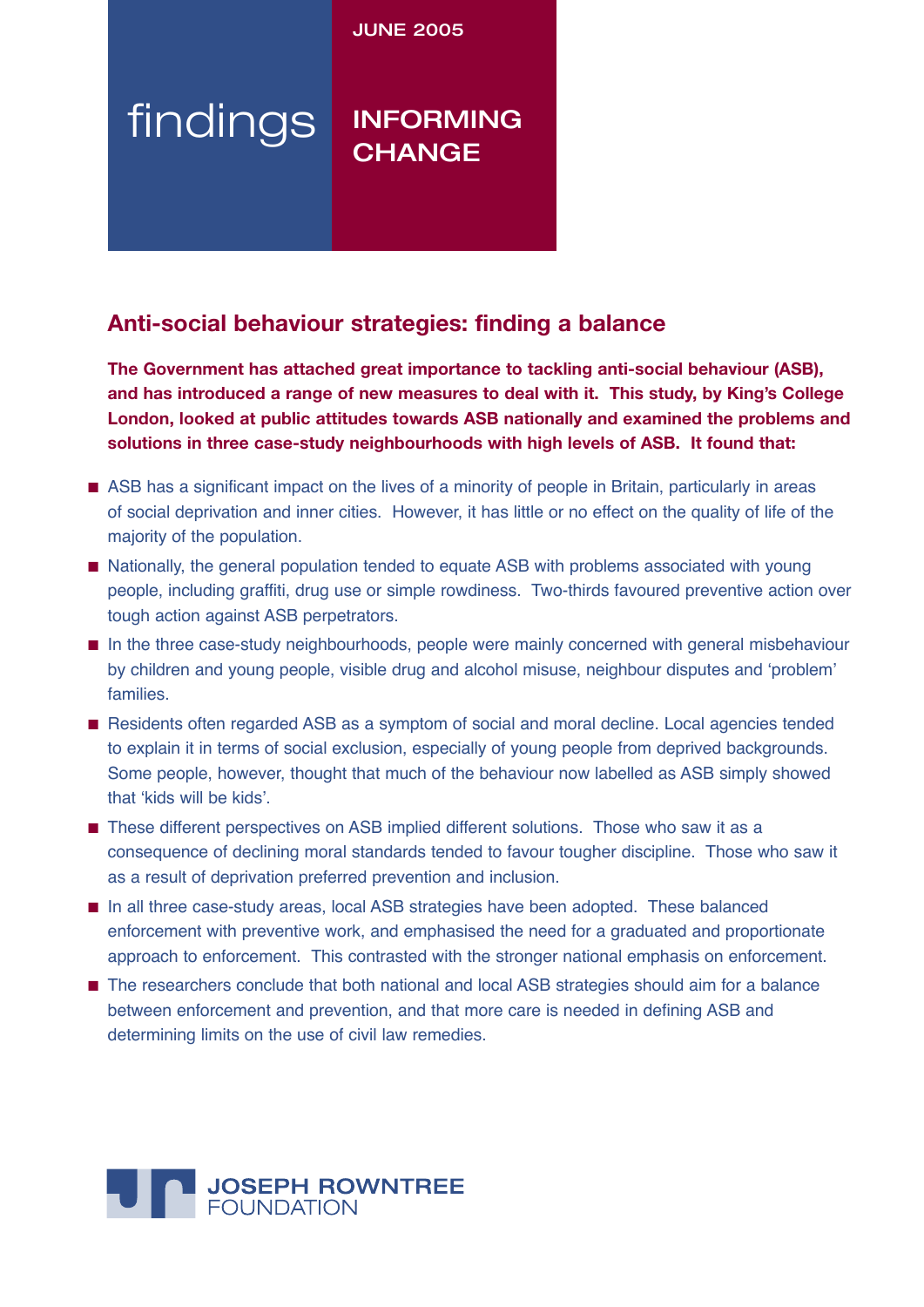JUNE 2005

findings

INFORMING CHANGE

## Anti-social behaviour strategies: finding a balance

**The Government has attached great importance to tackling anti-social behaviour (ASB), and has introduced a range of new measures to deal with it. This study, by King's College London, looked at public attitudes towards ASB nationally and examined the problems and solutions in three case-study neighbourhoods with high levels of ASB. It found that:**

- ASB has a significant impact on the lives of a minority of people in Britain, particularly in areas of social deprivation and inner cities. However, it has little or no effect on the quality of life of the majority of the population.
- Nationally, the general population tended to equate ASB with problems associated with young people, including graffiti, drug use or simple rowdiness. Two-thirds favoured preventive action over tough action against ASB perpetrators.
- In the three case-study neighbourhoods, people were mainly concerned with general misbehaviour by children and young people, visible drug and alcohol misuse, neighbour disputes and 'problem' families.
- Residents often regarded ASB as a symptom of social and moral decline. Local agencies tended to explain it in terms of social exclusion, especially of young people from deprived backgrounds. Some people, however, thought that much of the behaviour now labelled as ASB simply showed that 'kids will be kids'.
- These different perspectives on ASB implied different solutions. Those who saw it as a consequence of declining moral standards tended to favour tougher discipline. Those who saw it as a result of deprivation preferred prevention and inclusion.
- In all three case-study areas, local ASB strategies have been adopted. These balanced enforcement with preventive work, and emphasised the need for a graduated and proportionate approach to enforcement. This contrasted with the stronger national emphasis on enforcement.
- The researchers conclude that both national and local ASB strategies should aim for a balance between enforcement and prevention, and that more care is needed in defining ASB and determining limits on the use of civil law remedies.

JOSEPH ROWNTREE FOUNDATION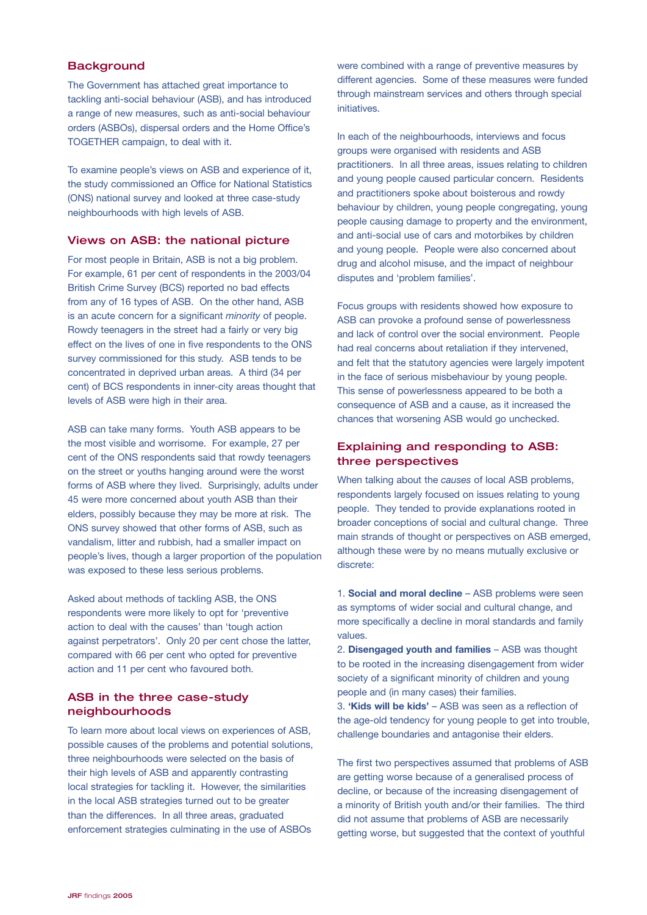## Background

The Government has attached great importance to tackling anti-social behaviour (ASB), and has introduced a range of new measures, such as anti-social behaviour orders (ASBOs), dispersal orders and the Home Office's TOGETHER campaign, to deal with it.

To examine people's views on ASB and experience of it, the study commissioned an Office for National Statistics (ONS) national survey and looked at three case-study neighbourhoods with high levels of ASB.

## Views on ASB: the national picture

For most people in Britain, ASB is not a big problem. For example, 61 per cent of respondents in the 2003/04 British Crime Survey (BCS) reported no bad effects from any of 16 types of ASB. On the other hand, ASB is an acute concern for a significant *minority* of people. Rowdy teenagers in the street had a fairly or very big effect on the lives of one in five respondents to the ONS survey commissioned for this study. ASB tends to be concentrated in deprived urban areas. A third (34 per cent) of BCS respondents in inner-city areas thought that levels of ASB were high in their area.

ASB can take many forms. Youth ASB appears to be the most visible and worrisome. For example, 27 per cent of the ONS respondents said that rowdy teenagers on the street or youths hanging around were the worst forms of ASB where they lived. Surprisingly, adults under 45 were more concerned about youth ASB than their elders, possibly because they may be more at risk. The ONS survey showed that other forms of ASB, such as vandalism, litter and rubbish, had a smaller impact on people's lives, though a larger proportion of the population was exposed to these less serious problems.

Asked about methods of tackling ASB, the ONS respondents were more likely to opt for 'preventive action to deal with the causes' than 'tough action against perpetrators'. Only 20 per cent chose the latter, compared with 66 per cent who opted for preventive action and 11 per cent who favoured both.

## ASB in the three case-study neighbourhoods

To learn more about local views on experiences of ASB, possible causes of the problems and potential solutions, three neighbourhoods were selected on the basis of their high levels of ASB and apparently contrasting local strategies for tackling it. However, the similarities in the local ASB strategies turned out to be greater than the differences. In all three areas, graduated enforcement strategies culminating in the use of ASBOs were combined with a range of preventive measures by different agencies. Some of these measures were funded through mainstream services and others through special initiatives.

In each of the neighbourhoods, interviews and focus groups were organised with residents and ASB practitioners. In all three areas, issues relating to children and young people caused particular concern. Residents and practitioners spoke about boisterous and rowdy behaviour by children, young people congregating, young people causing damage to property and the environment, and anti-social use of cars and motorbikes by children and young people. People were also concerned about drug and alcohol misuse, and the impact of neighbour disputes and 'problem families'.

Focus groups with residents showed how exposure to ASB can provoke a profound sense of powerlessness and lack of control over the social environment. People had real concerns about retaliation if they intervened, and felt that the statutory agencies were largely impotent in the face of serious misbehaviour by young people. This sense of powerlessness appeared to be both a consequence of ASB and a cause, as it increased the chances that worsening ASB would go unchecked.

## Explaining and responding to ASB: three perspectives

When talking about the *causes* of local ASB problems, respondents largely focused on issues relating to young people. They tended to provide explanations rooted in broader conceptions of social and cultural change. Three main strands of thought or perspectives on ASB emerged, although these were by no means mutually exclusive or discrete:

1. **Social and moral decline** – ASB problems were seen as symptoms of wider social and cultural change, and more specifically a decline in moral standards and family values.
2. **Disengaged youth and families** – ASB was thought to be rooted in the increasing disengagement from wider society of a significant minority of children and young people and (in many cases) their families.
3. **'Kids will be kids'** – ASB was seen as a reflection of the age-old tendency for young people to get into trouble, challenge boundaries and antagonise their elders.

The first two perspectives assumed that problems of ASB are getting worse because of a generalised process of decline, or because of the increasing disengagement of a minority of British youth and/or their families. The third did not assume that problems of ASB are necessarily getting worse, but suggested that the context of youthful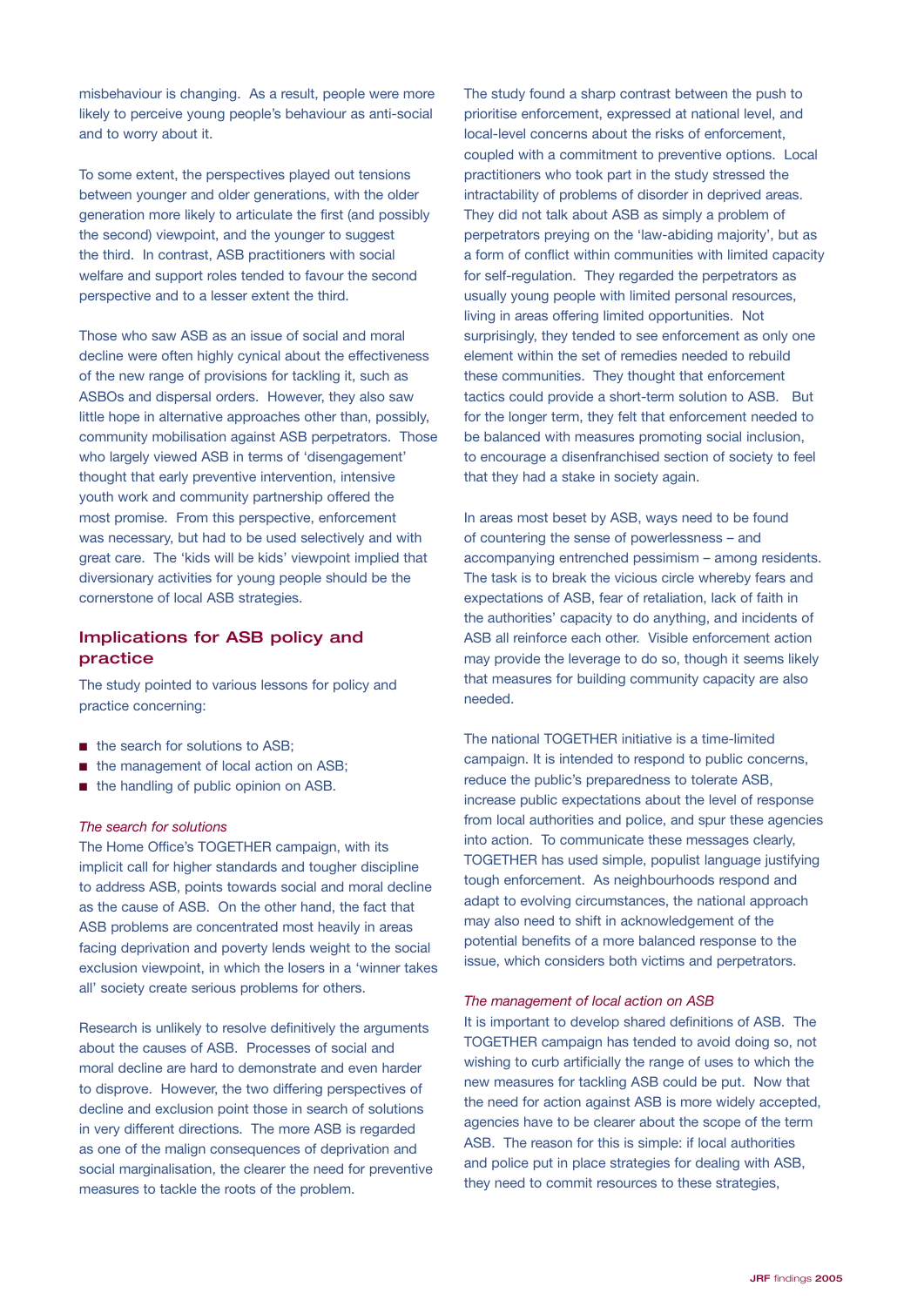misbehaviour is changing. As a result, people were more likely to perceive young people's behaviour as anti-social and to worry about it.

To some extent, the perspectives played out tensions between younger and older generations, with the older generation more likely to articulate the first (and possibly the second) viewpoint, and the younger to suggest the third. In contrast, ASB practitioners with social welfare and support roles tended to favour the second perspective and to a lesser extent the third.

Those who saw ASB as an issue of social and moral decline were often highly cynical about the effectiveness of the new range of provisions for tackling it, such as ASBOs and dispersal orders. However, they also saw little hope in alternative approaches other than, possibly, community mobilisation against ASB perpetrators. Those who largely viewed ASB in terms of 'disengagement' thought that early preventive intervention, intensive youth work and community partnership offered the most promise. From this perspective, enforcement was necessary, but had to be used selectively and with great care. The 'kids will be kids' viewpoint implied that diversionary activities for young people should be the cornerstone of local ASB strategies.

## Implications for ASB policy and practice

The study pointed to various lessons for policy and practice concerning:

- the search for solutions to ASB;
- the management of local action on ASB;
- the handling of public opinion on ASB.

*The search for solutions*

The Home Office's TOGETHER campaign, with its implicit call for higher standards and tougher discipline to address ASB, points towards social and moral decline as the cause of ASB. On the other hand, the fact that ASB problems are concentrated most heavily in areas facing deprivation and poverty lends weight to the social exclusion viewpoint, in which the losers in a 'winner takes all' society create serious problems for others.

Research is unlikely to resolve definitively the arguments about the causes of ASB. Processes of social and moral decline are hard to demonstrate and even harder to disprove. However, the two differing perspectives of decline and exclusion point those in search of solutions in very different directions. The more ASB is regarded as one of the malign consequences of deprivation and social marginalisation, the clearer the need for preventive measures to tackle the roots of the problem.

The study found a sharp contrast between the push to prioritise enforcement, expressed at national level, and local-level concerns about the risks of enforcement, coupled with a commitment to preventive options. Local practitioners who took part in the study stressed the intractability of problems of disorder in deprived areas. They did not talk about ASB as simply a problem of perpetrators preying on the 'law-abiding majority', but as a form of conflict within communities with limited capacity for self-regulation. They regarded the perpetrators as usually young people with limited personal resources, living in areas offering limited opportunities. Not surprisingly, they tended to see enforcement as only one element within the set of remedies needed to rebuild these communities. They thought that enforcement tactics could provide a short-term solution to ASB. But for the longer term, they felt that enforcement needed to be balanced with measures promoting social inclusion, to encourage a disenfranchised section of society to feel that they had a stake in society again.

In areas most beset by ASB, ways need to be found of countering the sense of powerlessness – and accompanying entrenched pessimism – among residents. The task is to break the vicious circle whereby fears and expectations of ASB, fear of retaliation, lack of faith in the authorities' capacity to do anything, and incidents of ASB all reinforce each other. Visible enforcement action may provide the leverage to do so, though it seems likely that measures for building community capacity are also needed.

The national TOGETHER initiative is a time-limited campaign. It is intended to respond to public concerns, reduce the public's preparedness to tolerate ASB, increase public expectations about the level of response from local authorities and police, and spur these agencies into action. To communicate these messages clearly, TOGETHER has used simple, populist language justifying tough enforcement. As neighbourhoods respond and adapt to evolving circumstances, the national approach may also need to shift in acknowledgement of the potential benefits of a more balanced response to the issue, which considers both victims and perpetrators.

*The management of local action on ASB*

It is important to develop shared definitions of ASB. The TOGETHER campaign has tended to avoid doing so, not wishing to curb artificially the range of uses to which the new measures for tackling ASB could be put. Now that the need for action against ASB is more widely accepted, agencies have to be clearer about the scope of the term ASB. The reason for this is simple: if local authorities and police put in place strategies for dealing with ASB, they need to commit resources to these strategies,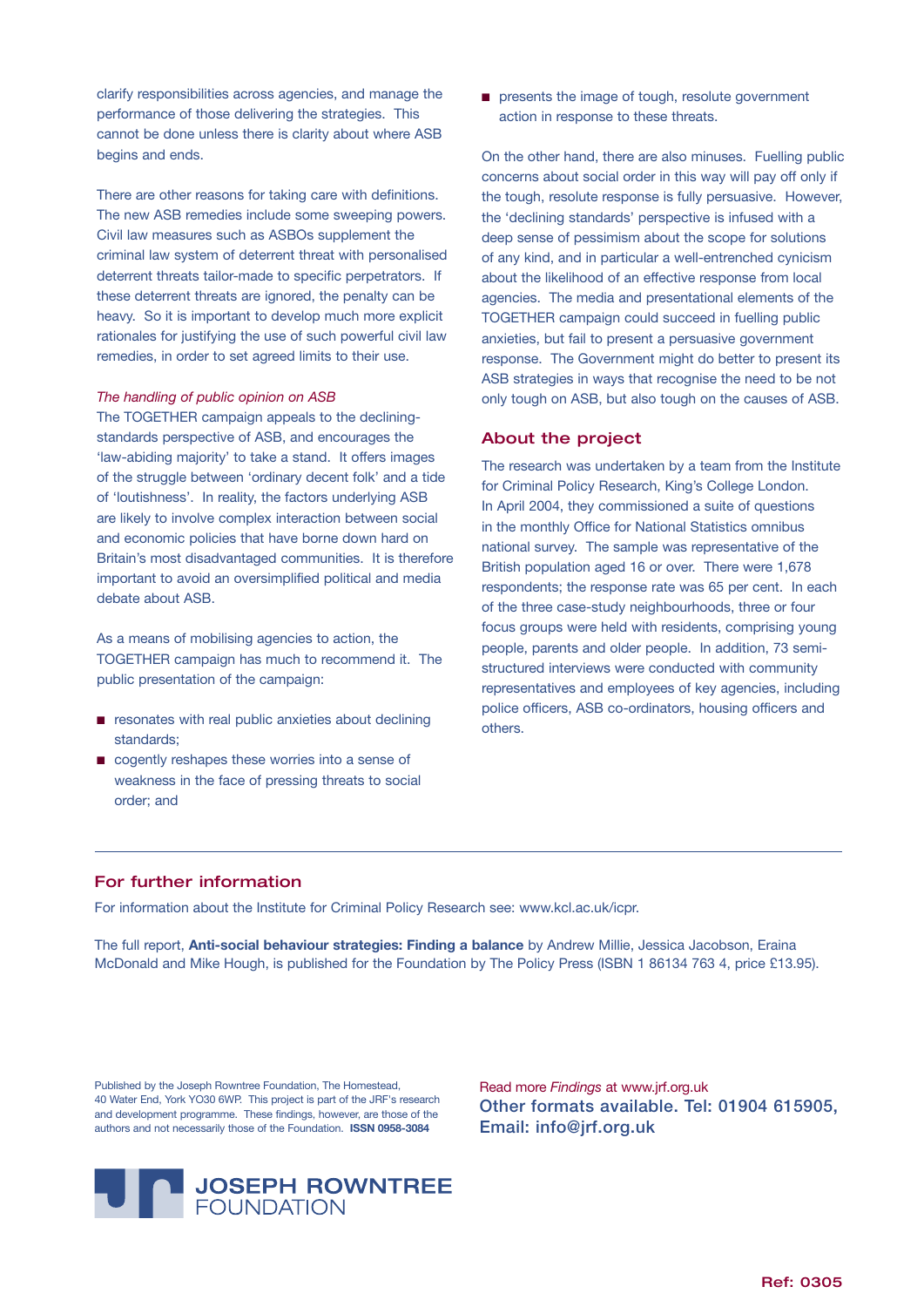clarify responsibilities across agencies, and manage the performance of those delivering the strategies. This cannot be done unless there is clarity about where ASB begins and ends.

There are other reasons for taking care with definitions. The new ASB remedies include some sweeping powers. Civil law measures such as ASBOs supplement the criminal law system of deterrent threat with personalised deterrent threats tailor-made to specific perpetrators. If these deterrent threats are ignored, the penalty can be heavy. So it is important to develop much more explicit rationales for justifying the use of such powerful civil law remedies, in order to set agreed limits to their use.

*The handling of public opinion on ASB*

The TOGETHER campaign appeals to the declining-standards perspective of ASB, and encourages the 'law-abiding majority' to take a stand. It offers images of the struggle between 'ordinary decent folk' and a tide of 'loutishness'. In reality, the factors underlying ASB are likely to involve complex interaction between social and economic policies that have borne down hard on Britain's most disadvantaged communities. It is therefore important to avoid an oversimplified political and media debate about ASB.

As a means of mobilising agencies to action, the TOGETHER campaign has much to recommend it. The public presentation of the campaign:

- resonates with real public anxieties about declining standards;
- cogently reshapes these worries into a sense of weakness in the face of pressing threats to social order; and
- presents the image of tough, resolute government action in response to these threats.

On the other hand, there are also minuses. Fuelling public concerns about social order in this way will pay off only if the tough, resolute response is fully persuasive. However, the 'declining standards' perspective is infused with a deep sense of pessimism about the scope for solutions of any kind, and in particular a well-entrenched cynicism about the likelihood of an effective response from local agencies. The media and presentational elements of the TOGETHER campaign could succeed in fuelling public anxieties, but fail to present a persuasive government response. The Government might do better to present its ASB strategies in ways that recognise the need to be not only tough on ASB, but also tough on the causes of ASB.

## About the project

The research was undertaken by a team from the Institute for Criminal Policy Research, King's College London. In April 2004, they commissioned a suite of questions in the monthly Office for National Statistics omnibus national survey. The sample was representative of the British population aged 16 or over. There were 1,678 respondents; the response rate was 65 per cent. In each of the three case-study neighbourhoods, three or four focus groups were held with residents, comprising young people, parents and older people. In addition, 73 semi-structured interviews were conducted with community representatives and employees of key agencies, including police officers, ASB co-ordinators, housing officers and others.

## For further information

For information about the Institute for Criminal Policy Research see: www.kcl.ac.uk/icpr.

The full report, **Anti-social behaviour strategies: Finding a balance** by Andrew Millie, Jessica Jacobson, Eraina McDonald and Mike Hough, is published for the Foundation by The Policy Press (ISBN 1 86134 763 4, price £13.95).

Published by the Joseph Rowntree Foundation, The Homestead, 40 Water End, York YO30 6WP. This project is part of the JRF's research and development programme. These findings, however, are those of the authors and not necessarily those of the Foundation. **ISSN 0958-3084**

Read more *Findings* at www.jrf.org.uk

Other formats available. Tel: 01904 615905, Email: info@jrf.org.uk

JOSEPH ROWNTREE FOUNDATION

Ref: 0305